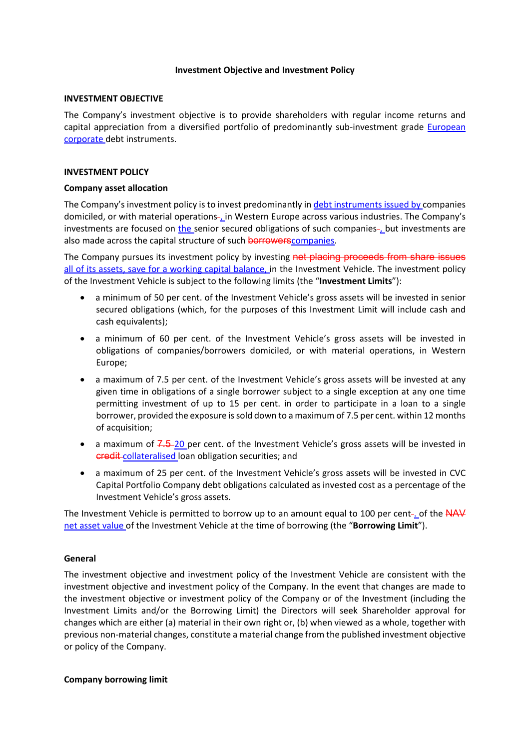**Investment Objective and Investment Policy**

**INVESTMENT OBJECTIVE**

The Company's investment objective is to provide shareholders with regular income returns and capital appreciation from a diversified portfolio of predominantly sub-investment grade European corporate debt instruments.

**INVESTMENT POLICY**

**Company asset allocation**

The Company's investment policy is to invest predominantly in debt instruments issued by companies domiciled, or with material operations, in Western Europe across various industries. The Company's investments are focused on the senior secured obligations of such companies, but investments are also made across the capital structure of such ~~borrowers~~companies.

The Company pursues its investment policy by investing ~~net placing proceeds from share issues~~ all of its assets, save for a working capital balance, in the Investment Vehicle. The investment policy of the Investment Vehicle is subject to the following limits (the "**Investment Limits**"):

- a minimum of 50 per cent. of the Investment Vehicle's gross assets will be invested in senior secured obligations (which, for the purposes of this Investment Limit will include cash and cash equivalents);
- a minimum of 60 per cent. of the Investment Vehicle's gross assets will be invested in obligations of companies/borrowers domiciled, or with material operations, in Western Europe;
- a maximum of 7.5 per cent. of the Investment Vehicle's gross assets will be invested at any given time in obligations of a single borrower subject to a single exception at any one time permitting investment of up to 15 per cent. in order to participate in a loan to a single borrower, provided the exposure is sold down to a maximum of 7.5 per cent. within 12 months of acquisition;
- a maximum of ~~7.5~~ 20 per cent. of the Investment Vehicle's gross assets will be invested in ~~credit~~ collateralised loan obligation securities; and
- a maximum of 25 per cent. of the Investment Vehicle's gross assets will be invested in CVC Capital Portfolio Company debt obligations calculated as invested cost as a percentage of the Investment Vehicle's gross assets.

The Investment Vehicle is permitted to borrow up to an amount equal to 100 per cent. of the ~~NAV~~ net asset value of the Investment Vehicle at the time of borrowing (the "**Borrowing Limit**").

**General**

The investment objective and investment policy of the Investment Vehicle are consistent with the investment objective and investment policy of the Company. In the event that changes are made to the investment objective or investment policy of the Company or of the Investment (including the Investment Limits and/or the Borrowing Limit) the Directors will seek Shareholder approval for changes which are either (a) material in their own right or, (b) when viewed as a whole, together with previous non-material changes, constitute a material change from the published investment objective or policy of the Company.

**Company borrowing limit**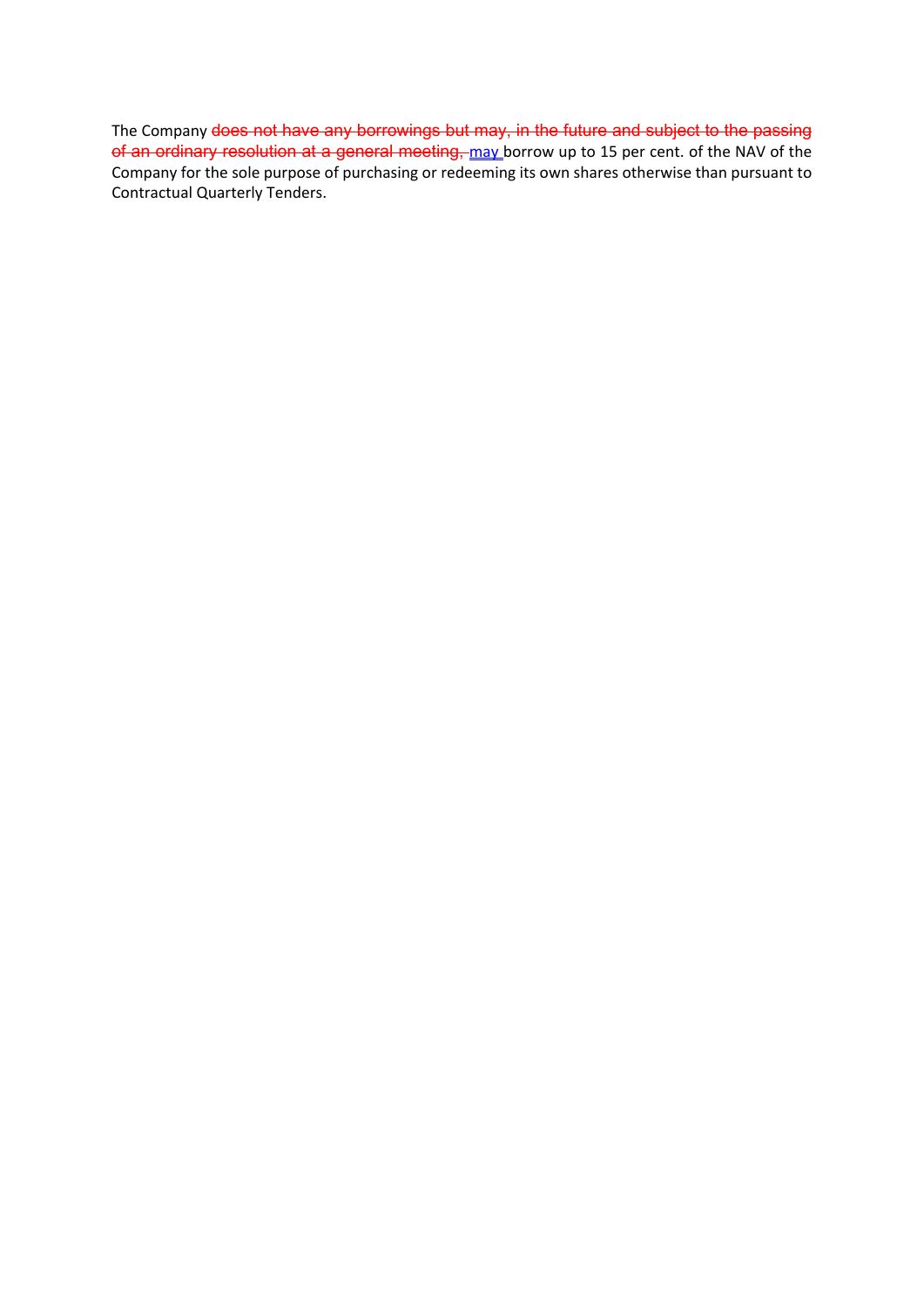The Company ~~does not have any borrowings but may, in the future and subject to the passing of an ordinary resolution at a general meeting,~~ may borrow up to 15 per cent. of the NAV of the Company for the sole purpose of purchasing or redeeming its own shares otherwise than pursuant to Contractual Quarterly Tenders.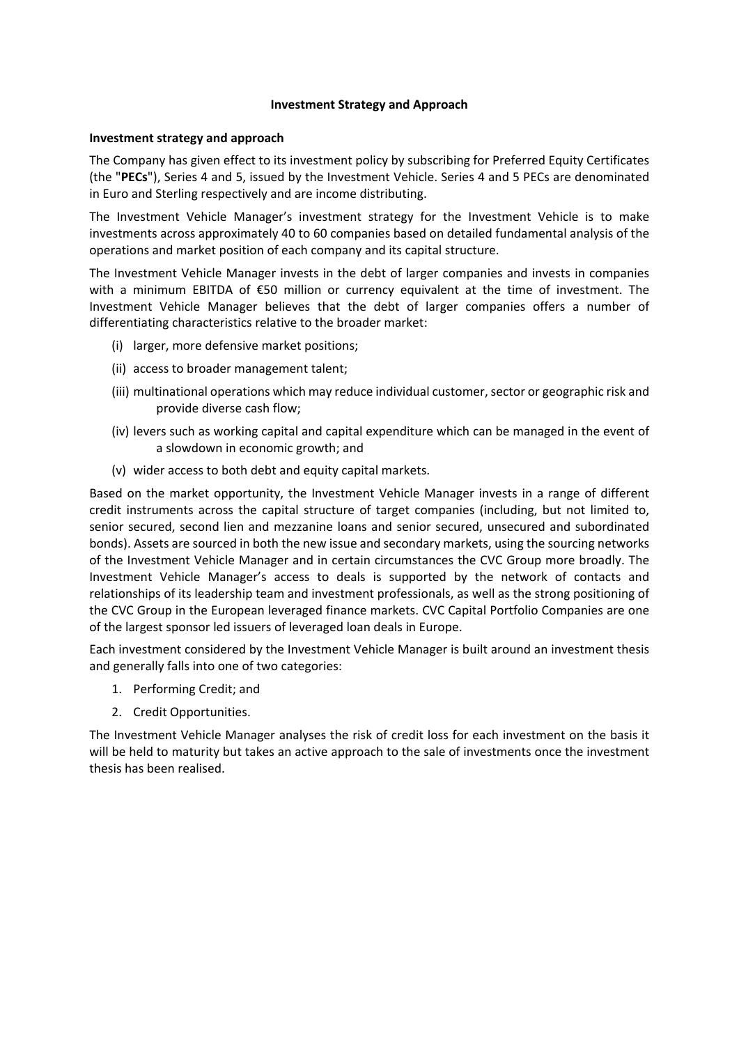# Investment Strategy and Approach

## Investment strategy and approach

The Company has given effect to its investment policy by subscribing for Preferred Equity Certificates (the "**PECs**"), Series 4 and 5, issued by the Investment Vehicle. Series 4 and 5 PECs are denominated in Euro and Sterling respectively and are income distributing.

The Investment Vehicle Manager's investment strategy for the Investment Vehicle is to make investments across approximately 40 to 60 companies based on detailed fundamental analysis of the operations and market position of each company and its capital structure.

The Investment Vehicle Manager invests in the debt of larger companies and invests in companies with a minimum EBITDA of €50 million or currency equivalent at the time of investment. The Investment Vehicle Manager believes that the debt of larger companies offers a number of differentiating characteristics relative to the broader market:

(i) larger, more defensive market positions;

(ii) access to broader management talent;

(iii) multinational operations which may reduce individual customer, sector or geographic risk and provide diverse cash flow;

(iv) levers such as working capital and capital expenditure which can be managed in the event of a slowdown in economic growth; and

(v) wider access to both debt and equity capital markets.

Based on the market opportunity, the Investment Vehicle Manager invests in a range of different credit instruments across the capital structure of target companies (including, but not limited to, senior secured, second lien and mezzanine loans and senior secured, unsecured and subordinated bonds). Assets are sourced in both the new issue and secondary markets, using the sourcing networks of the Investment Vehicle Manager and in certain circumstances the CVC Group more broadly. The Investment Vehicle Manager's access to deals is supported by the network of contacts and relationships of its leadership team and investment professionals, as well as the strong positioning of the CVC Group in the European leveraged finance markets. CVC Capital Portfolio Companies are one of the largest sponsor led issuers of leveraged loan deals in Europe.

Each investment considered by the Investment Vehicle Manager is built around an investment thesis and generally falls into one of two categories:

1. Performing Credit; and
2. Credit Opportunities.

The Investment Vehicle Manager analyses the risk of credit loss for each investment on the basis it will be held to maturity but takes an active approach to the sale of investments once the investment thesis has been realised.